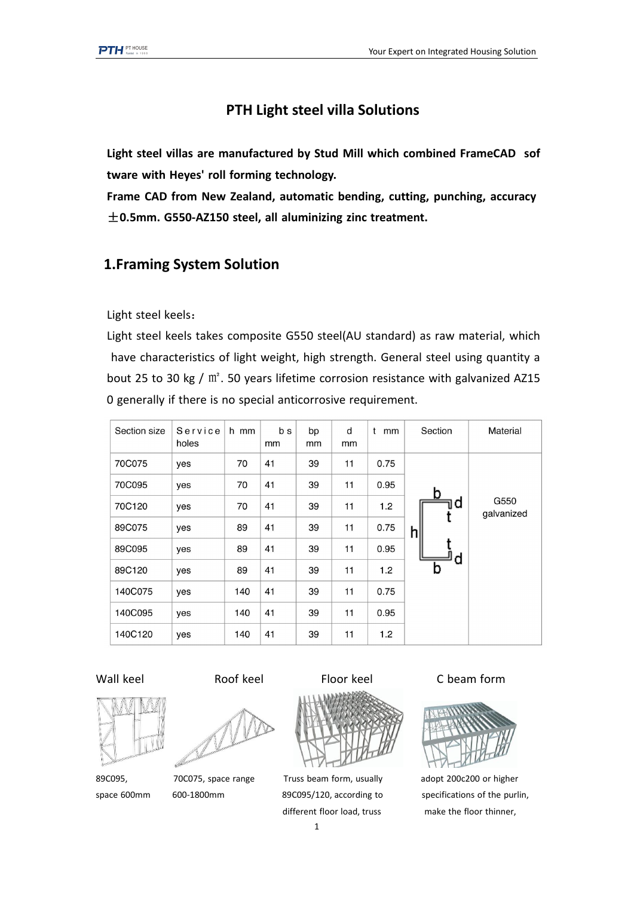# PTH Light steel villa Solutions

**Light steel villas are manufactured by Stud Mill which combined FrameCAD software with Heyes' roll forming technology.**
**Frame CAD from New Zealand, automatic bending, cutting, punching, accuracy ±0.5mm. G550-AZ150 steel, all aluminizing zinc treatment.**

## 1.Framing System Solution

Light steel keels：
Light steel keels takes composite G550 steel(AU standard) as raw material, which have characteristics of light weight, high strength. General steel using quantity about 25 to 30 kg / ㎡. 50 years lifetime corrosion resistance with galvanized AZ150 generally if there is no special anticorrosive requirement.

| Section size | Service holes | h mm | b s mm | bp mm | d mm | t mm | Section | Material |
|---|---|---|---|---|---|---|---|---|
| 70C075 | yes | 70 | 41 | 39 | 11 | 0.75 | | G550 galvanized |
| 70C095 | yes | 70 | 41 | 39 | 11 | 0.95 | | |
| 70C120 | yes | 70 | 41 | 39 | 11 | 1.2 | | |
| 89C075 | yes | 89 | 41 | 39 | 11 | 0.75 | | |
| 89C095 | yes | 89 | 41 | 39 | 11 | 0.95 | | |
| 89C120 | yes | 89 | 41 | 39 | 11 | 1.2 | | |
| 140C075 | yes | 140 | 41 | 39 | 11 | 0.75 | | |
| 140C095 | yes | 140 | 41 | 39 | 11 | 0.95 | | |
| 140C120 | yes | 140 | 41 | 39 | 11 | 1.2 | | |

Wall keel

89C095, space 600mm

Roof keel

70C075, space range 600-1800mm

Floor keel

Truss beam form, usually 89C095/120, according to different floor load, truss

C beam form

adopt 200c200 or higher specifications of the purlin, make the floor thinner,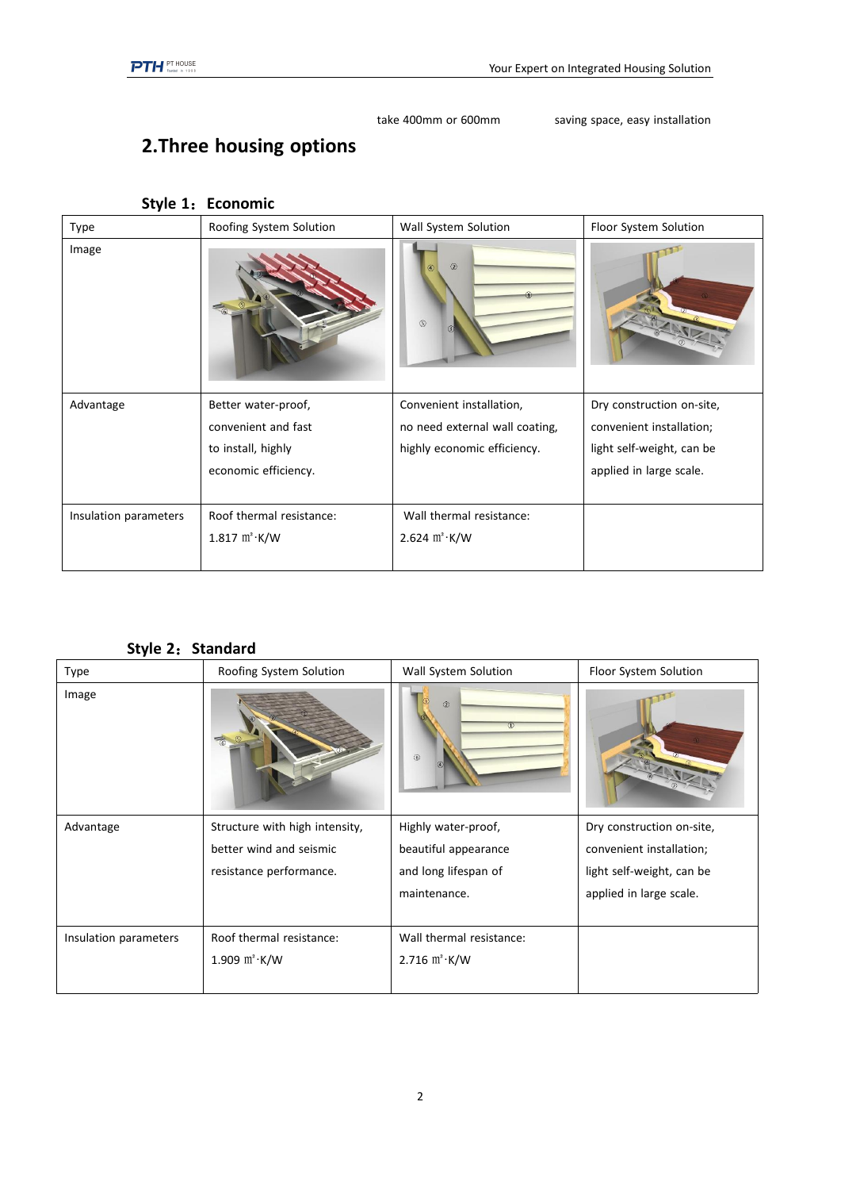take 400mm or 600mm saving space, easy installation

## 2.Three housing options

### Style 1：Economic

| Type | Roofing System Solution | Wall System Solution | Floor System Solution |
|---|---|---|---|
| Image | | | |
| Advantage | Better water-proof, convenient and fast to install, highly economic efficiency. | Convenient installation, no need external wall coating, highly economic efficiency. | Dry construction on-site, convenient installation; light self-weight, can be applied in large scale. |
| Insulation parameters | Roof thermal resistance: 1.817 ㎡·K/W | Wall thermal resistance: 2.624 ㎡·K/W | |

### Style 2：Standard

| Type | Roofing System Solution | Wall System Solution | Floor System Solution |
|---|---|---|---|
| Image | | | |
| Advantage | Structure with high intensity, better wind and seismic resistance performance. | Highly water-proof, beautiful appearance and long lifespan of maintenance. | Dry construction on-site, convenient installation; light self-weight, can be applied in large scale. |
| Insulation parameters | Roof thermal resistance: 1.909 ㎡·K/W | Wall thermal resistance: 2.716 ㎡·K/W | |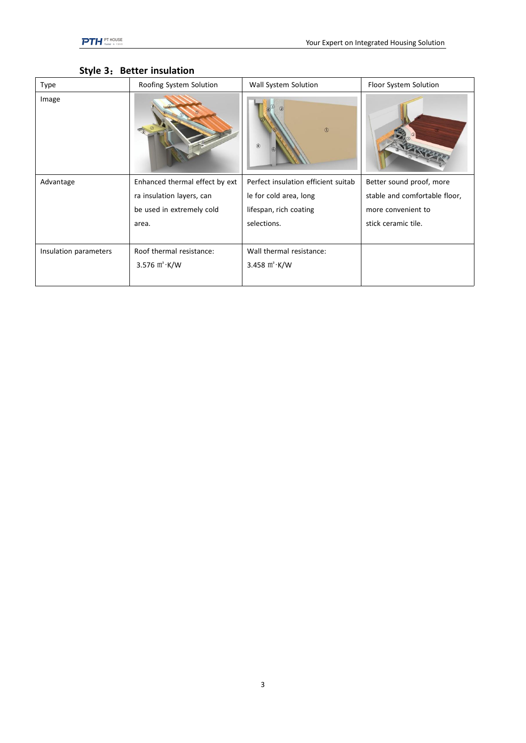**Style 3：Better insulation**

| Type | Roofing System Solution | Wall System Solution | Floor System Solution |
|---|---|---|---|
| Image | | | |
| Advantage | Enhanced thermal effect by extra insulation layers, can be used in extremely cold area. | Perfect insulation efficient suitable for cold area, long lifespan, rich coating selections. | Better sound proof, more stable and comfortable floor, more convenient to stick ceramic tile. |
| Insulation parameters | Roof thermal resistance: 3.576 ㎡·K/W | Wall thermal resistance: 3.458 ㎡·K/W | |